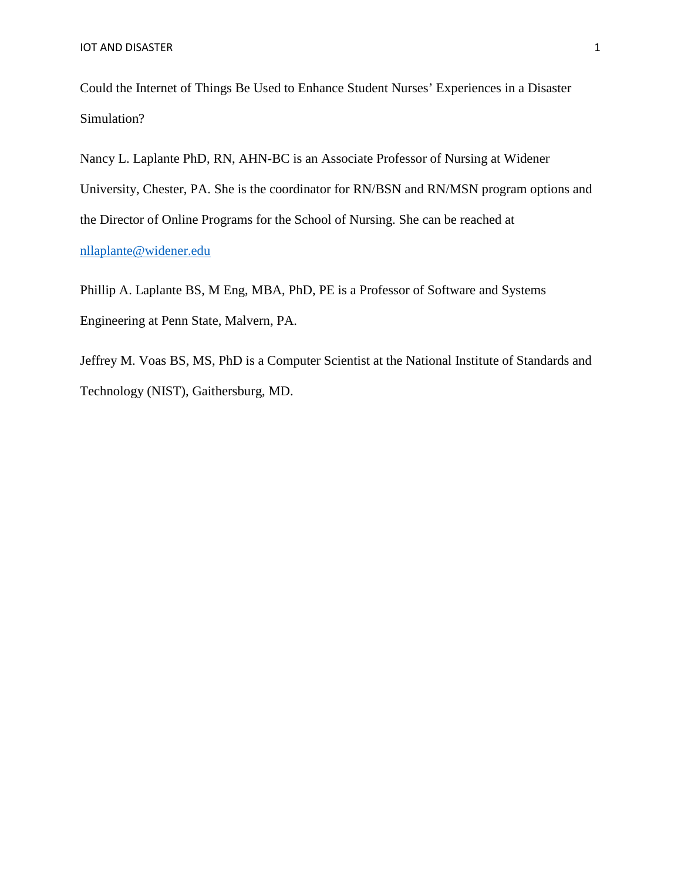# Could the Internet of Things Be Used to Enhance Student Nurses' Experiences in a Disaster Simulation?

Nancy L. Laplante PhD, RN, AHN-BC is an Associate Professor of Nursing at Widener University, Chester, PA. She is the coordinator for RN/BSN and RN/MSN program options and the Director of Online Programs for the School of Nursing. She can be reached at nllaplante@widener.edu

Phillip A. Laplante BS, M Eng, MBA, PhD, PE is a Professor of Software and Systems Engineering at Penn State, Malvern, PA.

Jeffrey M. Voas BS, MS, PhD is a Computer Scientist at the National Institute of Standards and Technology (NIST), Gaithersburg, MD.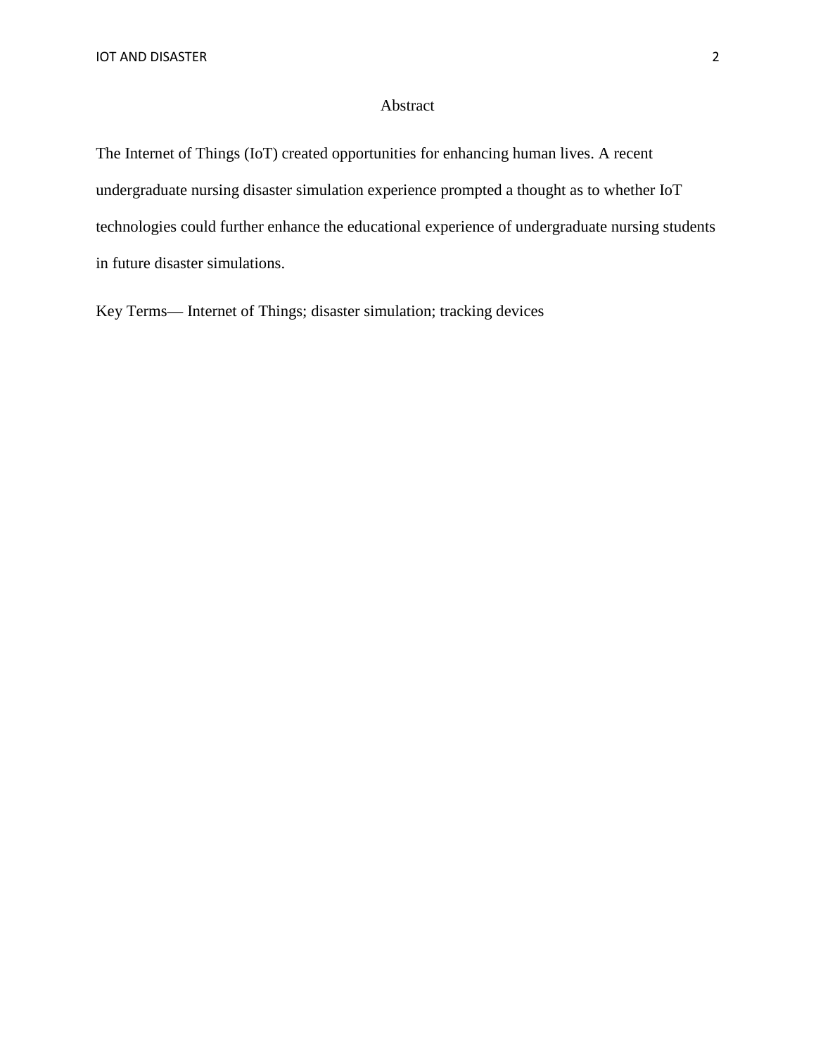# Abstract

The Internet of Things (IoT) created opportunities for enhancing human lives. A recent undergraduate nursing disaster simulation experience prompted a thought as to whether IoT technologies could further enhance the educational experience of undergraduate nursing students in future disaster simulations.

Key Terms— Internet of Things; disaster simulation; tracking devices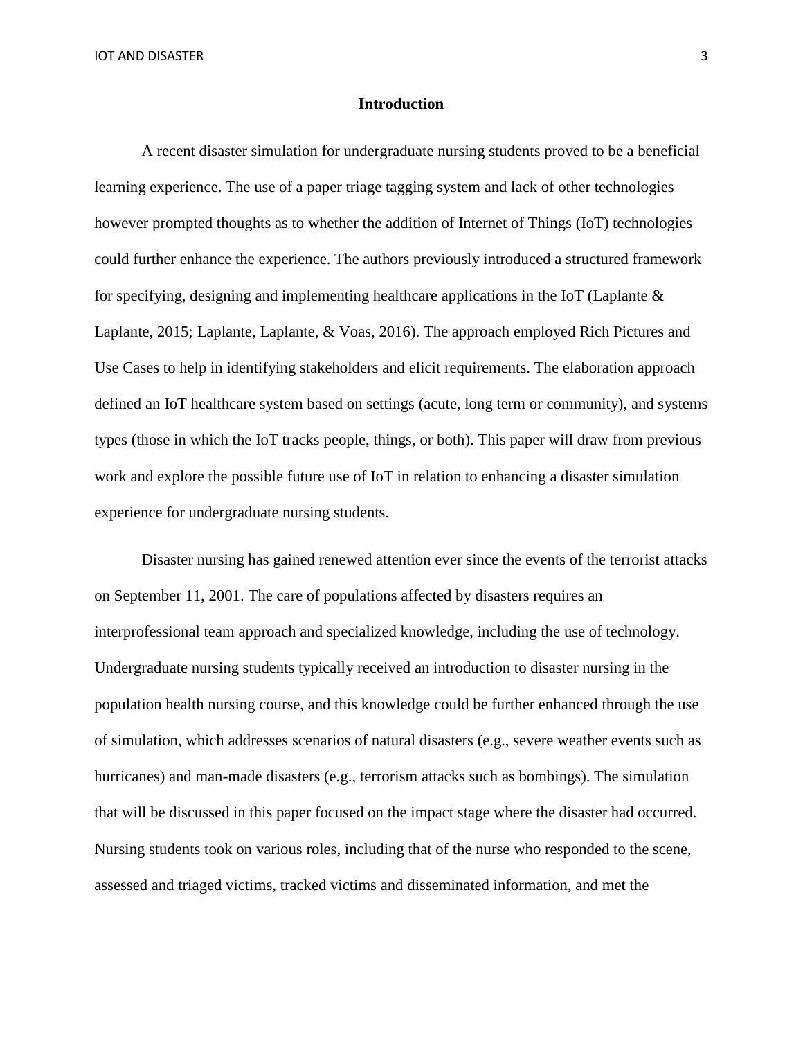## Introduction

A recent disaster simulation for undergraduate nursing students proved to be a beneficial learning experience. The use of a paper triage tagging system and lack of other technologies however prompted thoughts as to whether the addition of Internet of Things (IoT) technologies could further enhance the experience. The authors previously introduced a structured framework for specifying, designing and implementing healthcare applications in the IoT (Laplante & Laplante, 2015; Laplante, Laplante, & Voas, 2016). The approach employed Rich Pictures and Use Cases to help in identifying stakeholders and elicit requirements. The elaboration approach defined an IoT healthcare system based on settings (acute, long term or community), and systems types (those in which the IoT tracks people, things, or both). This paper will draw from previous work and explore the possible future use of IoT in relation to enhancing a disaster simulation experience for undergraduate nursing students.

Disaster nursing has gained renewed attention ever since the events of the terrorist attacks on September 11, 2001. The care of populations affected by disasters requires an interprofessional team approach and specialized knowledge, including the use of technology. Undergraduate nursing students typically received an introduction to disaster nursing in the population health nursing course, and this knowledge could be further enhanced through the use of simulation, which addresses scenarios of natural disasters (e.g., severe weather events such as hurricanes) and man-made disasters (e.g., terrorism attacks such as bombings). The simulation that will be discussed in this paper focused on the impact stage where the disaster had occurred. Nursing students took on various roles, including that of the nurse who responded to the scene, assessed and triaged victims, tracked victims and disseminated information, and met the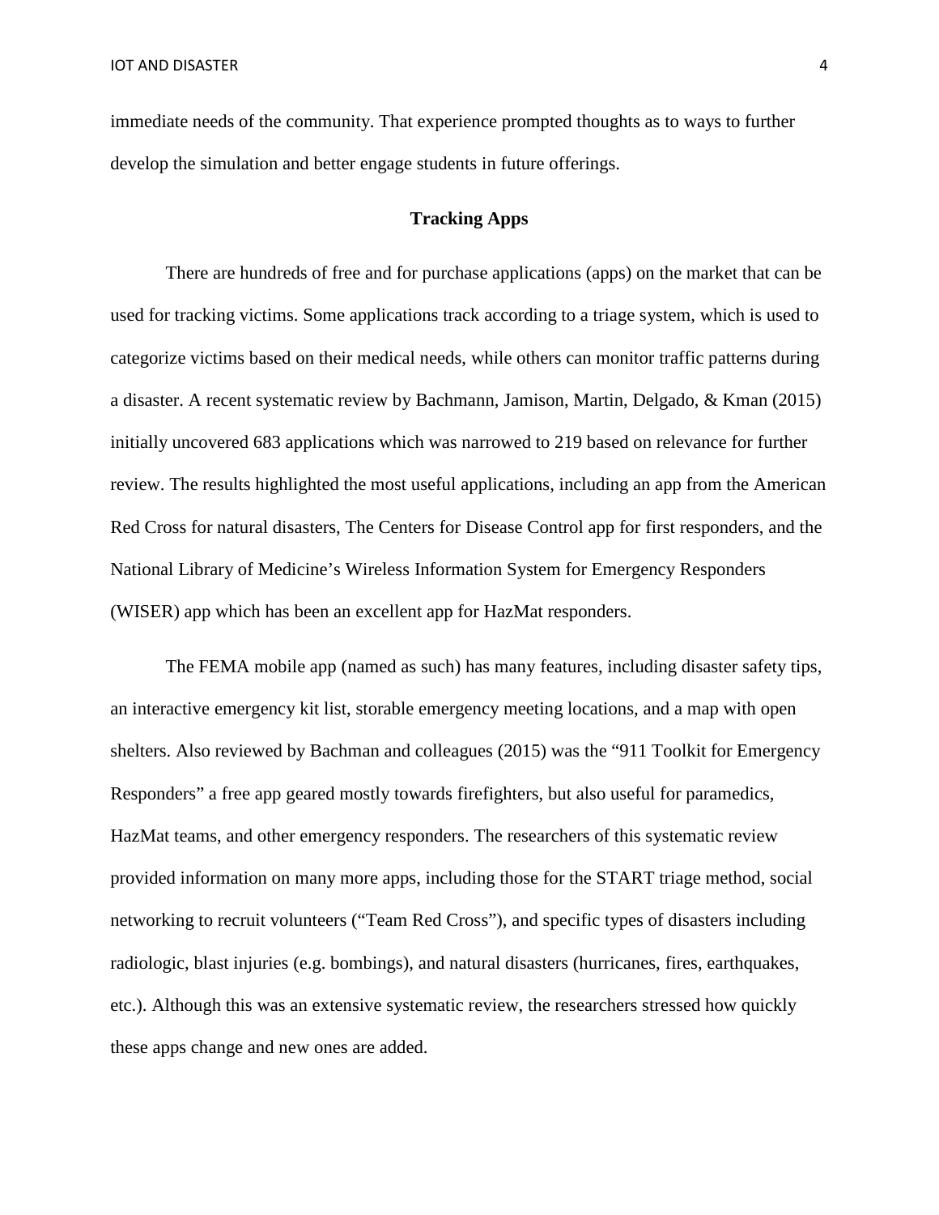immediate needs of the community. That experience prompted thoughts as to ways to further develop the simulation and better engage students in future offerings.

## Tracking Apps

There are hundreds of free and for purchase applications (apps) on the market that can be used for tracking victims. Some applications track according to a triage system, which is used to categorize victims based on their medical needs, while others can monitor traffic patterns during a disaster. A recent systematic review by Bachmann, Jamison, Martin, Delgado, & Kman (2015) initially uncovered 683 applications which was narrowed to 219 based on relevance for further review. The results highlighted the most useful applications, including an app from the American Red Cross for natural disasters, The Centers for Disease Control app for first responders, and the National Library of Medicine's Wireless Information System for Emergency Responders (WISER) app which has been an excellent app for HazMat responders.

The FEMA mobile app (named as such) has many features, including disaster safety tips, an interactive emergency kit list, storable emergency meeting locations, and a map with open shelters. Also reviewed by Bachman and colleagues (2015) was the "911 Toolkit for Emergency Responders" a free app geared mostly towards firefighters, but also useful for paramedics, HazMat teams, and other emergency responders. The researchers of this systematic review provided information on many more apps, including those for the START triage method, social networking to recruit volunteers ("Team Red Cross"), and specific types of disasters including radiologic, blast injuries (e.g. bombings), and natural disasters (hurricanes, fires, earthquakes, etc.). Although this was an extensive systematic review, the researchers stressed how quickly these apps change and new ones are added.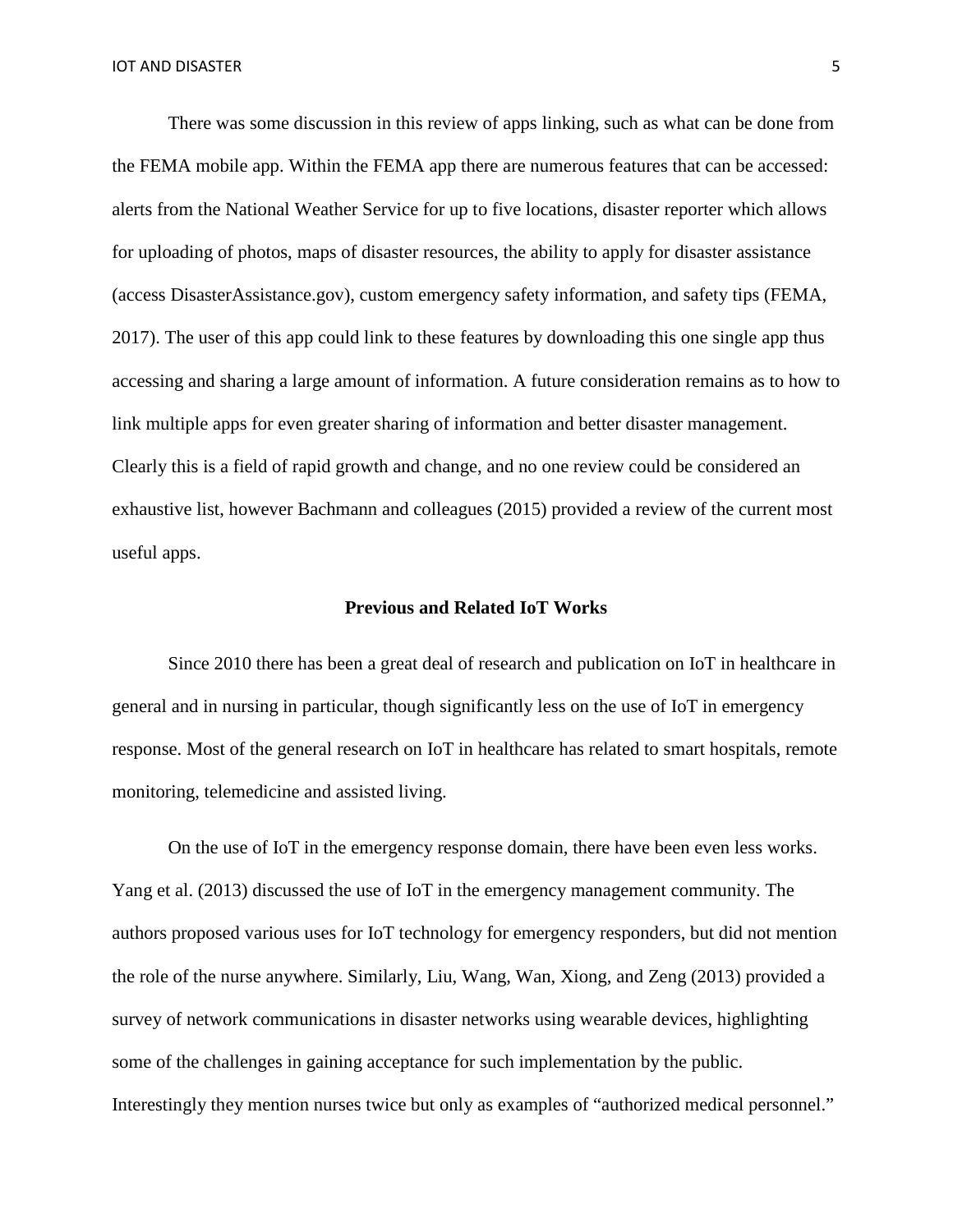There was some discussion in this review of apps linking, such as what can be done from the FEMA mobile app. Within the FEMA app there are numerous features that can be accessed: alerts from the National Weather Service for up to five locations, disaster reporter which allows for uploading of photos, maps of disaster resources, the ability to apply for disaster assistance (access DisasterAssistance.gov), custom emergency safety information, and safety tips (FEMA, 2017). The user of this app could link to these features by downloading this one single app thus accessing and sharing a large amount of information. A future consideration remains as to how to link multiple apps for even greater sharing of information and better disaster management. Clearly this is a field of rapid growth and change, and no one review could be considered an exhaustive list, however Bachmann and colleagues (2015) provided a review of the current most useful apps.

## Previous and Related IoT Works

Since 2010 there has been a great deal of research and publication on IoT in healthcare in general and in nursing in particular, though significantly less on the use of IoT in emergency response. Most of the general research on IoT in healthcare has related to smart hospitals, remote monitoring, telemedicine and assisted living.

On the use of IoT in the emergency response domain, there have been even less works. Yang et al. (2013) discussed the use of IoT in the emergency management community. The authors proposed various uses for IoT technology for emergency responders, but did not mention the role of the nurse anywhere. Similarly, Liu, Wang, Wan, Xiong, and Zeng (2013) provided a survey of network communications in disaster networks using wearable devices, highlighting some of the challenges in gaining acceptance for such implementation by the public. Interestingly they mention nurses twice but only as examples of "authorized medical personnel."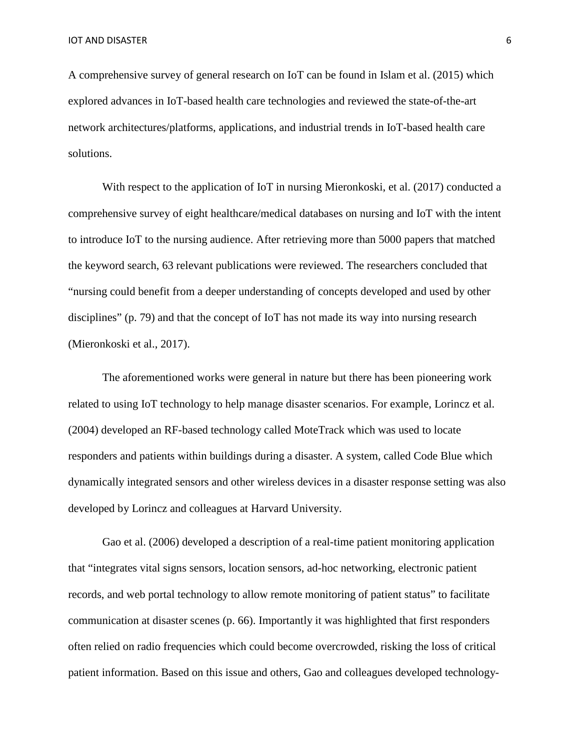A comprehensive survey of general research on IoT can be found in Islam et al. (2015) which explored advances in IoT-based health care technologies and reviewed the state-of-the-art network architectures/platforms, applications, and industrial trends in IoT-based health care solutions.

With respect to the application of IoT in nursing Mieronkoski, et al. (2017) conducted a comprehensive survey of eight healthcare/medical databases on nursing and IoT with the intent to introduce IoT to the nursing audience. After retrieving more than 5000 papers that matched the keyword search, 63 relevant publications were reviewed. The researchers concluded that "nursing could benefit from a deeper understanding of concepts developed and used by other disciplines" (p. 79) and that the concept of IoT has not made its way into nursing research (Mieronkoski et al., 2017).

The aforementioned works were general in nature but there has been pioneering work related to using IoT technology to help manage disaster scenarios. For example, Lorincz et al. (2004) developed an RF-based technology called MoteTrack which was used to locate responders and patients within buildings during a disaster. A system, called Code Blue which dynamically integrated sensors and other wireless devices in a disaster response setting was also developed by Lorincz and colleagues at Harvard University.

Gao et al. (2006) developed a description of a real-time patient monitoring application that "integrates vital signs sensors, location sensors, ad-hoc networking, electronic patient records, and web portal technology to allow remote monitoring of patient status" to facilitate communication at disaster scenes (p. 66). Importantly it was highlighted that first responders often relied on radio frequencies which could become overcrowded, risking the loss of critical patient information. Based on this issue and others, Gao and colleagues developed technology-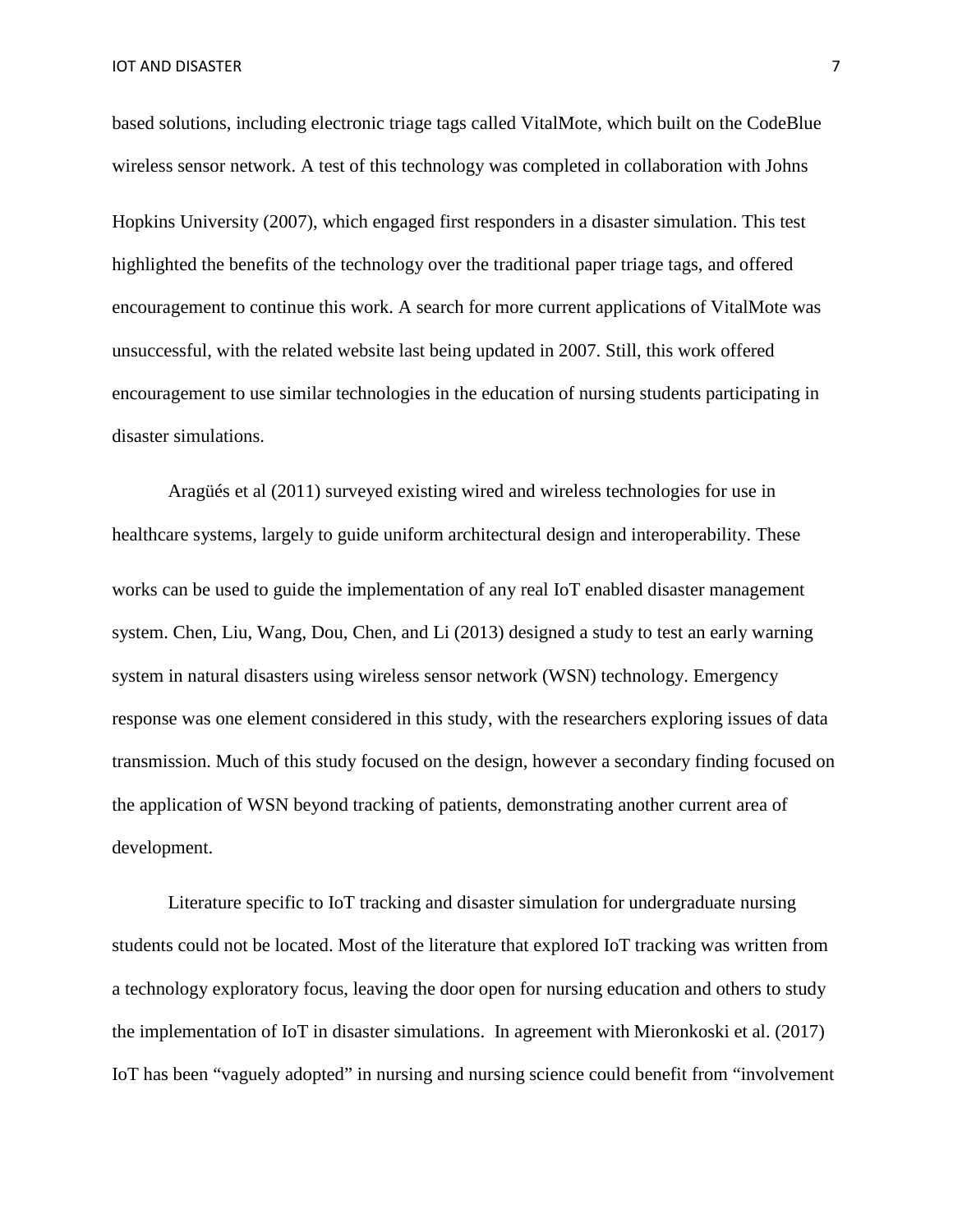based solutions, including electronic triage tags called VitalMote, which built on the CodeBlue wireless sensor network. A test of this technology was completed in collaboration with Johns Hopkins University (2007), which engaged first responders in a disaster simulation. This test highlighted the benefits of the technology over the traditional paper triage tags, and offered encouragement to continue this work. A search for more current applications of VitalMote was unsuccessful, with the related website last being updated in 2007. Still, this work offered encouragement to use similar technologies in the education of nursing students participating in disaster simulations.

Aragüés et al (2011) surveyed existing wired and wireless technologies for use in healthcare systems, largely to guide uniform architectural design and interoperability. These works can be used to guide the implementation of any real IoT enabled disaster management system. Chen, Liu, Wang, Dou, Chen, and Li (2013) designed a study to test an early warning system in natural disasters using wireless sensor network (WSN) technology. Emergency response was one element considered in this study, with the researchers exploring issues of data transmission. Much of this study focused on the design, however a secondary finding focused on the application of WSN beyond tracking of patients, demonstrating another current area of development.

Literature specific to IoT tracking and disaster simulation for undergraduate nursing students could not be located. Most of the literature that explored IoT tracking was written from a technology exploratory focus, leaving the door open for nursing education and others to study the implementation of IoT in disaster simulations. In agreement with Mieronkoski et al. (2017) IoT has been "vaguely adopted" in nursing and nursing science could benefit from "involvement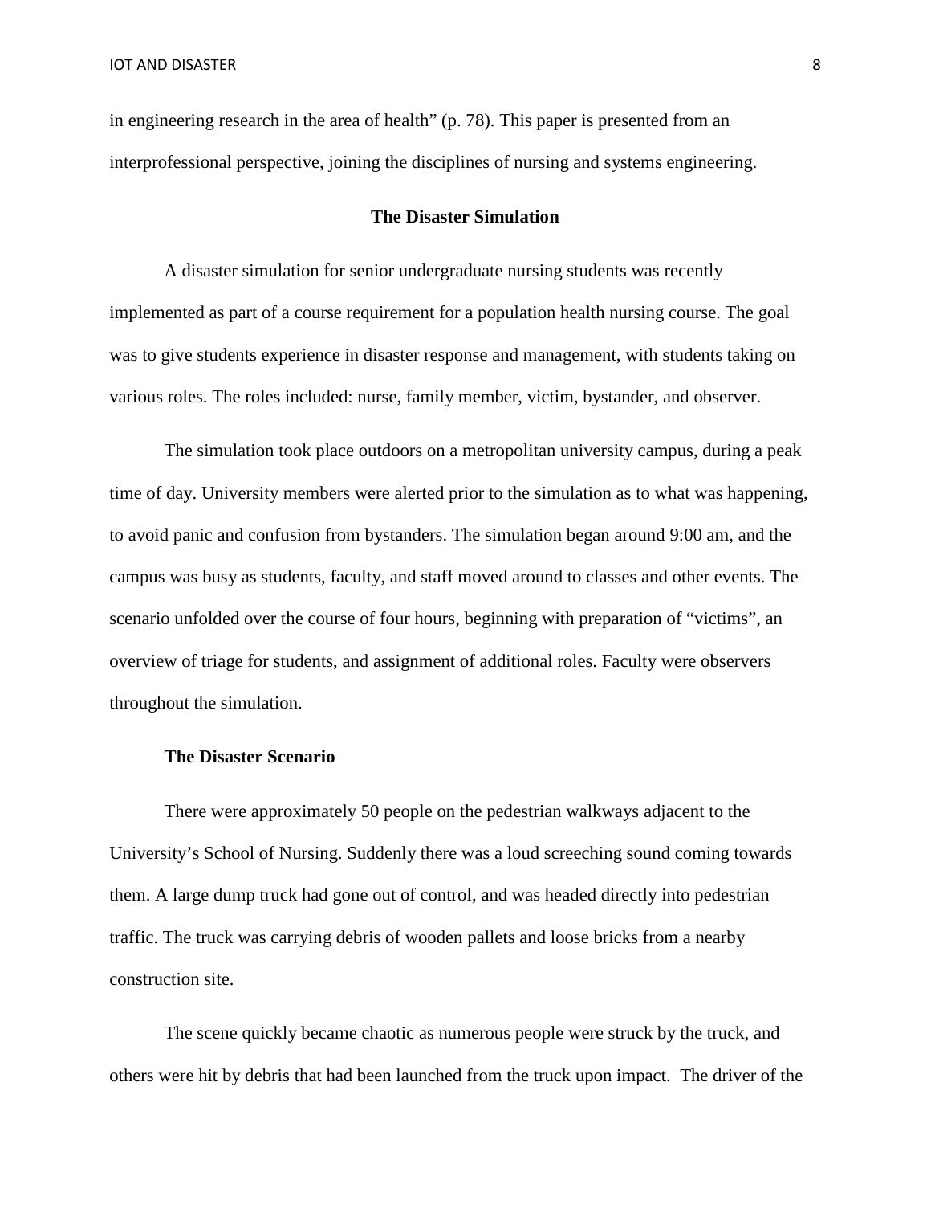in engineering research in the area of health" (p. 78). This paper is presented from an interprofessional perspective, joining the disciplines of nursing and systems engineering.

## The Disaster Simulation

A disaster simulation for senior undergraduate nursing students was recently implemented as part of a course requirement for a population health nursing course. The goal was to give students experience in disaster response and management, with students taking on various roles. The roles included: nurse, family member, victim, bystander, and observer.

The simulation took place outdoors on a metropolitan university campus, during a peak time of day. University members were alerted prior to the simulation as to what was happening, to avoid panic and confusion from bystanders. The simulation began around 9:00 am, and the campus was busy as students, faculty, and staff moved around to classes and other events. The scenario unfolded over the course of four hours, beginning with preparation of "victims", an overview of triage for students, and assignment of additional roles. Faculty were observers throughout the simulation.

### The Disaster Scenario

There were approximately 50 people on the pedestrian walkways adjacent to the University's School of Nursing. Suddenly there was a loud screeching sound coming towards them. A large dump truck had gone out of control, and was headed directly into pedestrian traffic. The truck was carrying debris of wooden pallets and loose bricks from a nearby construction site.

The scene quickly became chaotic as numerous people were struck by the truck, and others were hit by debris that had been launched from the truck upon impact. The driver of the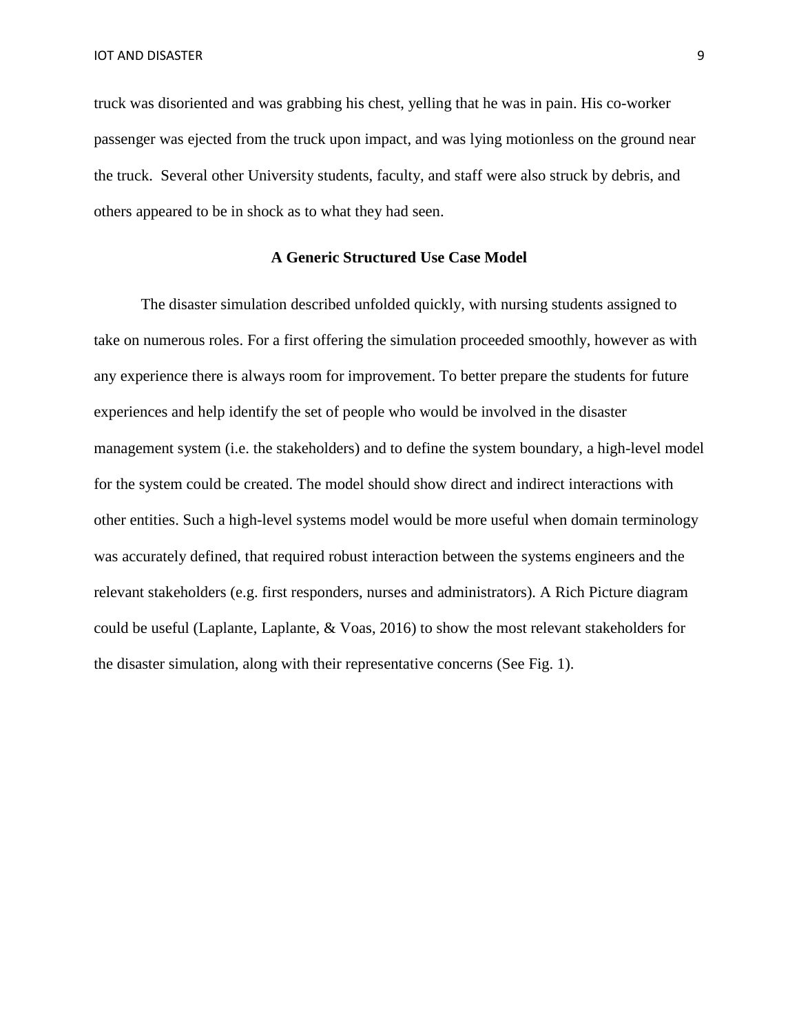truck was disoriented and was grabbing his chest, yelling that he was in pain. His co-worker passenger was ejected from the truck upon impact, and was lying motionless on the ground near the truck. Several other University students, faculty, and staff were also struck by debris, and others appeared to be in shock as to what they had seen.

## A Generic Structured Use Case Model

The disaster simulation described unfolded quickly, with nursing students assigned to take on numerous roles. For a first offering the simulation proceeded smoothly, however as with any experience there is always room for improvement. To better prepare the students for future experiences and help identify the set of people who would be involved in the disaster management system (i.e. the stakeholders) and to define the system boundary, a high-level model for the system could be created. The model should show direct and indirect interactions with other entities. Such a high-level systems model would be more useful when domain terminology was accurately defined, that required robust interaction between the systems engineers and the relevant stakeholders (e.g. first responders, nurses and administrators). A Rich Picture diagram could be useful (Laplante, Laplante, & Voas, 2016) to show the most relevant stakeholders for the disaster simulation, along with their representative concerns (See Fig. 1).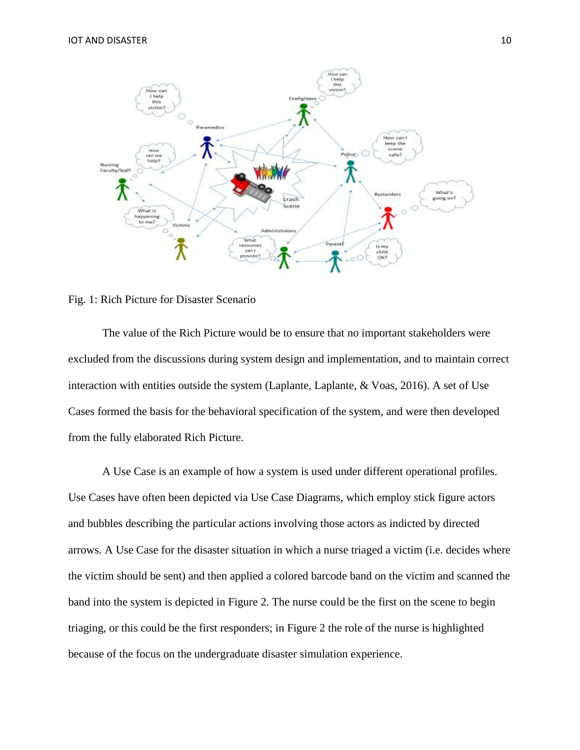How can I help this victim?

Firefighters

How can I help this victim?

Paramedics

How can I keep the scene safe?

Police

How can we help?

Nursing Faculty/Staff

crash scene

Bystanders

What's going on?

What is happening to me?

Victims

Administrators

What resources can I provide?

Parents

Is my child OK?

Fig. 1: Rich Picture for Disaster Scenario

The value of the Rich Picture would be to ensure that no important stakeholders were excluded from the discussions during system design and implementation, and to maintain correct interaction with entities outside the system (Laplante, Laplante, & Voas, 2016). A set of Use Cases formed the basis for the behavioral specification of the system, and were then developed from the fully elaborated Rich Picture.

A Use Case is an example of how a system is used under different operational profiles. Use Cases have often been depicted via Use Case Diagrams, which employ stick figure actors and bubbles describing the particular actions involving those actors as indicted by directed arrows. A Use Case for the disaster situation in which a nurse triaged a victim (i.e. decides where the victim should be sent) and then applied a colored barcode band on the victim and scanned the band into the system is depicted in Figure 2. The nurse could be the first on the scene to begin triaging, or this could be the first responders; in Figure 2 the role of the nurse is highlighted because of the focus on the undergraduate disaster simulation experience.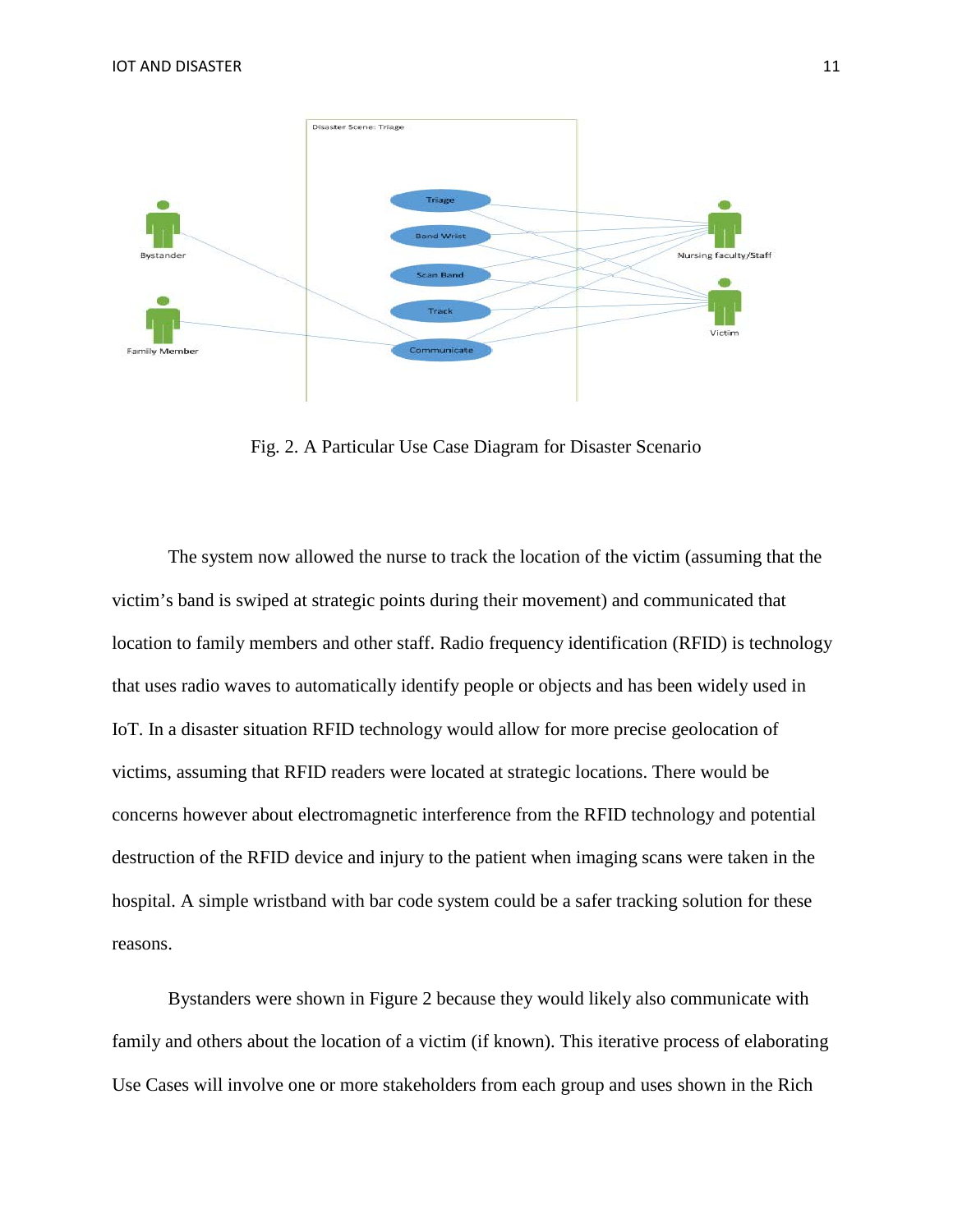Disaster Scene: Triage

Triage

Band Wrist

Scan Band

Track

Communicate

Bystander

Family Member

Nursing faculty/Staff

Victim

Fig. 2. A Particular Use Case Diagram for Disaster Scenario

The system now allowed the nurse to track the location of the victim (assuming that the victim's band is swiped at strategic points during their movement) and communicated that location to family members and other staff. Radio frequency identification (RFID) is technology that uses radio waves to automatically identify people or objects and has been widely used in IoT. In a disaster situation RFID technology would allow for more precise geolocation of victims, assuming that RFID readers were located at strategic locations. There would be concerns however about electromagnetic interference from the RFID technology and potential destruction of the RFID device and injury to the patient when imaging scans were taken in the hospital. A simple wristband with bar code system could be a safer tracking solution for these reasons.

Bystanders were shown in Figure 2 because they would likely also communicate with family and others about the location of a victim (if known). This iterative process of elaborating Use Cases will involve one or more stakeholders from each group and uses shown in the Rich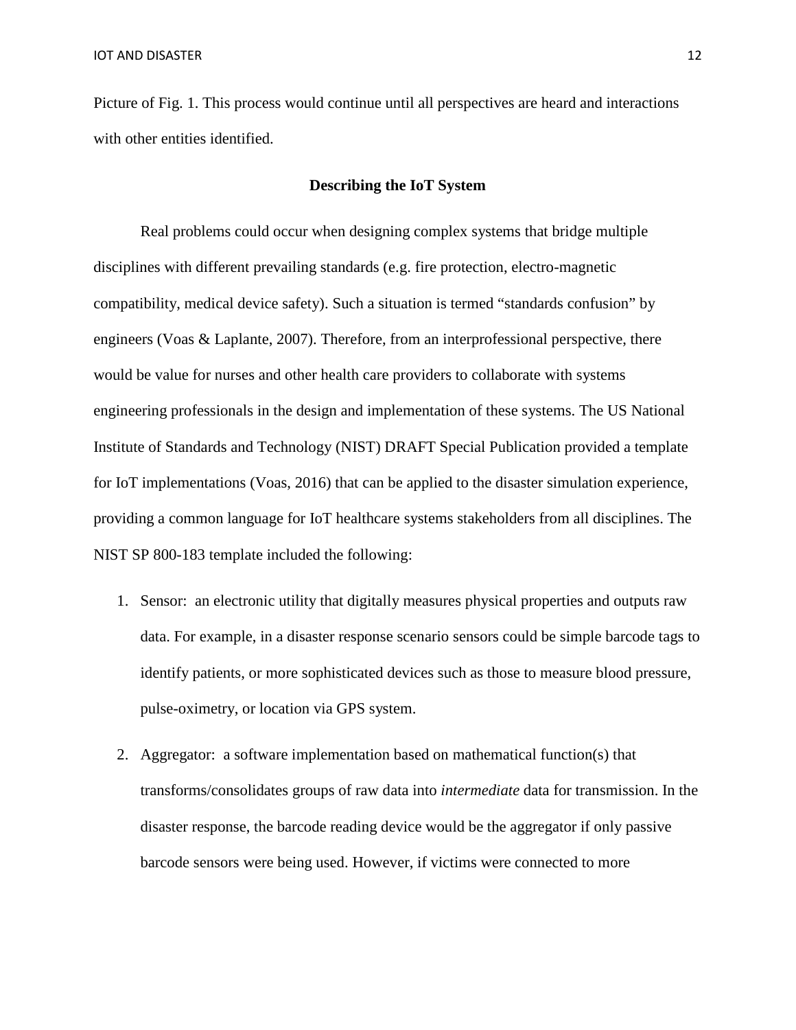Picture of Fig. 1. This process would continue until all perspectives are heard and interactions with other entities identified.

## Describing the IoT System

Real problems could occur when designing complex systems that bridge multiple disciplines with different prevailing standards (e.g. fire protection, electro-magnetic compatibility, medical device safety). Such a situation is termed "standards confusion" by engineers (Voas & Laplante, 2007). Therefore, from an interprofessional perspective, there would be value for nurses and other health care providers to collaborate with systems engineering professionals in the design and implementation of these systems. The US National Institute of Standards and Technology (NIST) DRAFT Special Publication provided a template for IoT implementations (Voas, 2016) that can be applied to the disaster simulation experience, providing a common language for IoT healthcare systems stakeholders from all disciplines. The NIST SP 800-183 template included the following:

1. Sensor: an electronic utility that digitally measures physical properties and outputs raw data. For example, in a disaster response scenario sensors could be simple barcode tags to identify patients, or more sophisticated devices such as those to measure blood pressure, pulse-oximetry, or location via GPS system.

2. Aggregator: a software implementation based on mathematical function(s) that transforms/consolidates groups of raw data into *intermediate* data for transmission. In the disaster response, the barcode reading device would be the aggregator if only passive barcode sensors were being used. However, if victims were connected to more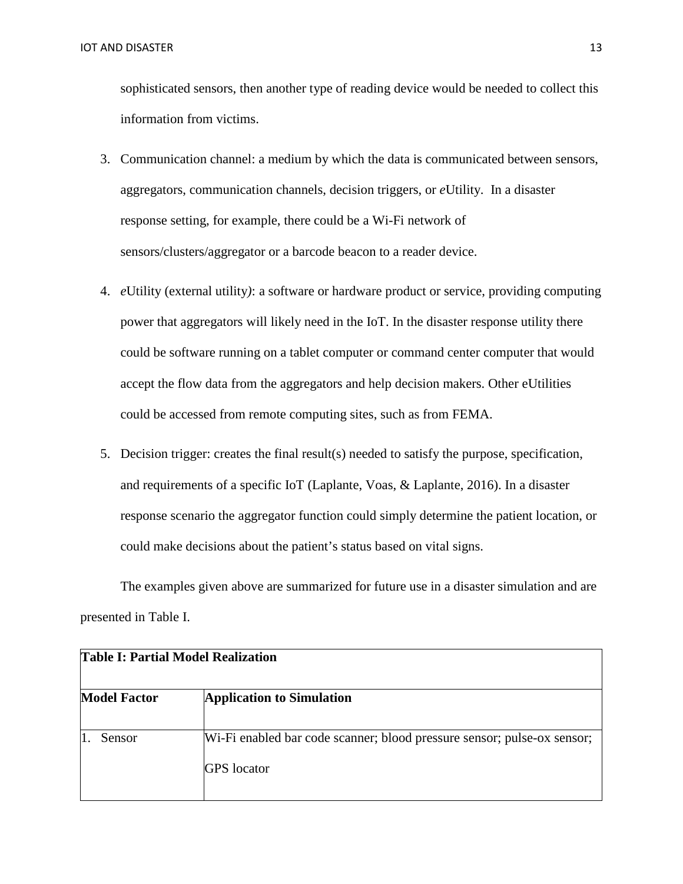sophisticated sensors, then another type of reading device would be needed to collect this information from victims.

3. Communication channel: a medium by which the data is communicated between sensors, aggregators, communication channels, decision triggers, or *e*Utility. In a disaster response setting, for example, there could be a Wi-Fi network of sensors/clusters/aggregator or a barcode beacon to a reader device.

4. *e*Utility (external utility): a software or hardware product or service, providing computing power that aggregators will likely need in the IoT. In the disaster response utility there could be software running on a tablet computer or command center computer that would accept the flow data from the aggregators and help decision makers. Other eUtilities could be accessed from remote computing sites, such as from FEMA.

5. Decision trigger: creates the final result(s) needed to satisfy the purpose, specification, and requirements of a specific IoT (Laplante, Voas, & Laplante, 2016). In a disaster response scenario the aggregator function could simply determine the patient location, or could make decisions about the patient's status based on vital signs.

The examples given above are summarized for future use in a disaster simulation and are presented in Table I.

**Table I: Partial Model Realization**

| **Model Factor** | **Application to Simulation** |
|---|---|
| 1. Sensor | Wi-Fi enabled bar code scanner; blood pressure sensor; pulse-ox sensor; GPS locator |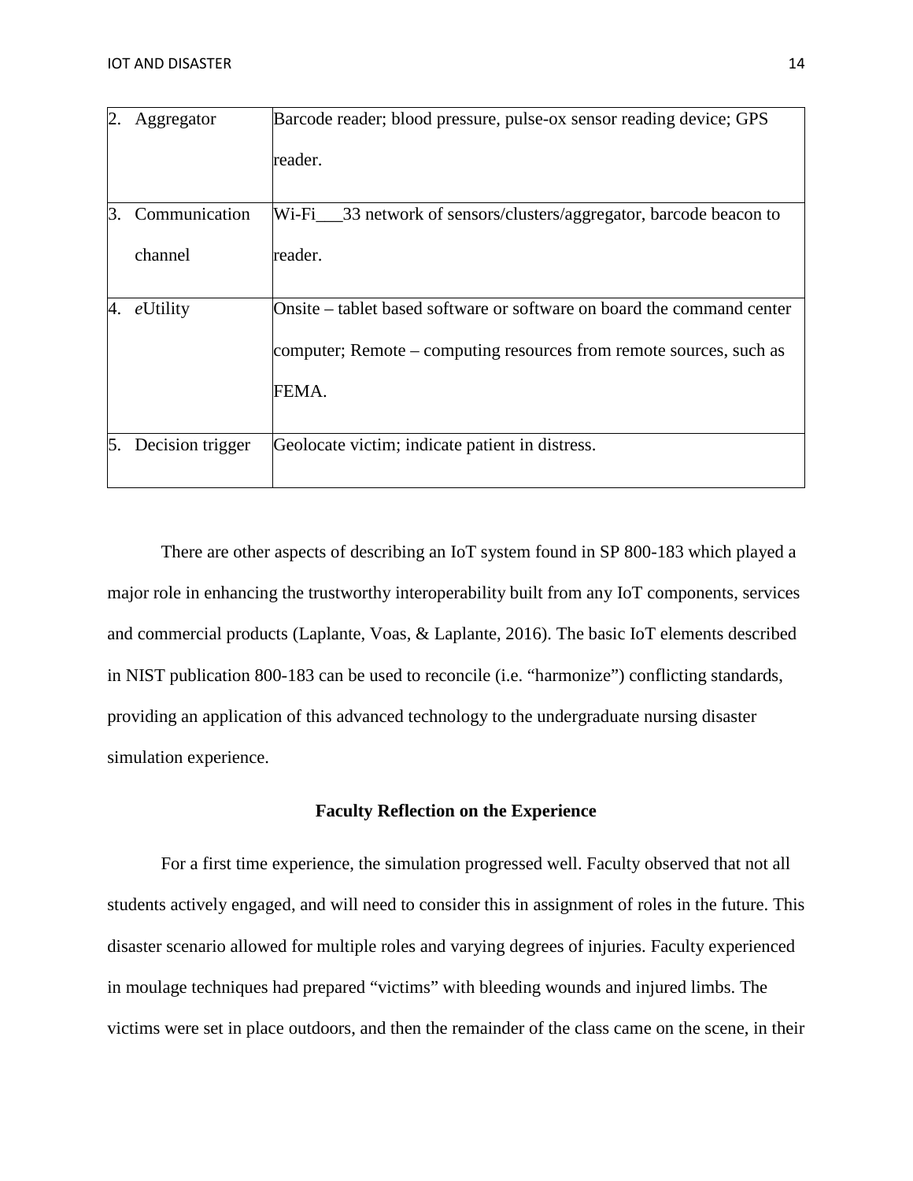| | | |
|---|---|---|
| 2. | Aggregator | Barcode reader; blood pressure, pulse-ox sensor reading device; GPS reader. |
| 3. | Communication channel | Wi-Fi___33 network of sensors/clusters/aggregator, barcode beacon to reader. |
| 4. | *e*Utility | Onsite – tablet based software or software on board the command center computer; Remote – computing resources from remote sources, such as FEMA. |
| 5. | Decision trigger | Geolocate victim; indicate patient in distress. |

There are other aspects of describing an IoT system found in SP 800-183 which played a major role in enhancing the trustworthy interoperability built from any IoT components, services and commercial products (Laplante, Voas, & Laplante, 2016). The basic IoT elements described in NIST publication 800-183 can be used to reconcile (i.e. "harmonize") conflicting standards, providing an application of this advanced technology to the undergraduate nursing disaster simulation experience.

## Faculty Reflection on the Experience

For a first time experience, the simulation progressed well. Faculty observed that not all students actively engaged, and will need to consider this in assignment of roles in the future. This disaster scenario allowed for multiple roles and varying degrees of injuries. Faculty experienced in moulage techniques had prepared "victims" with bleeding wounds and injured limbs. The victims were set in place outdoors, and then the remainder of the class came on the scene, in their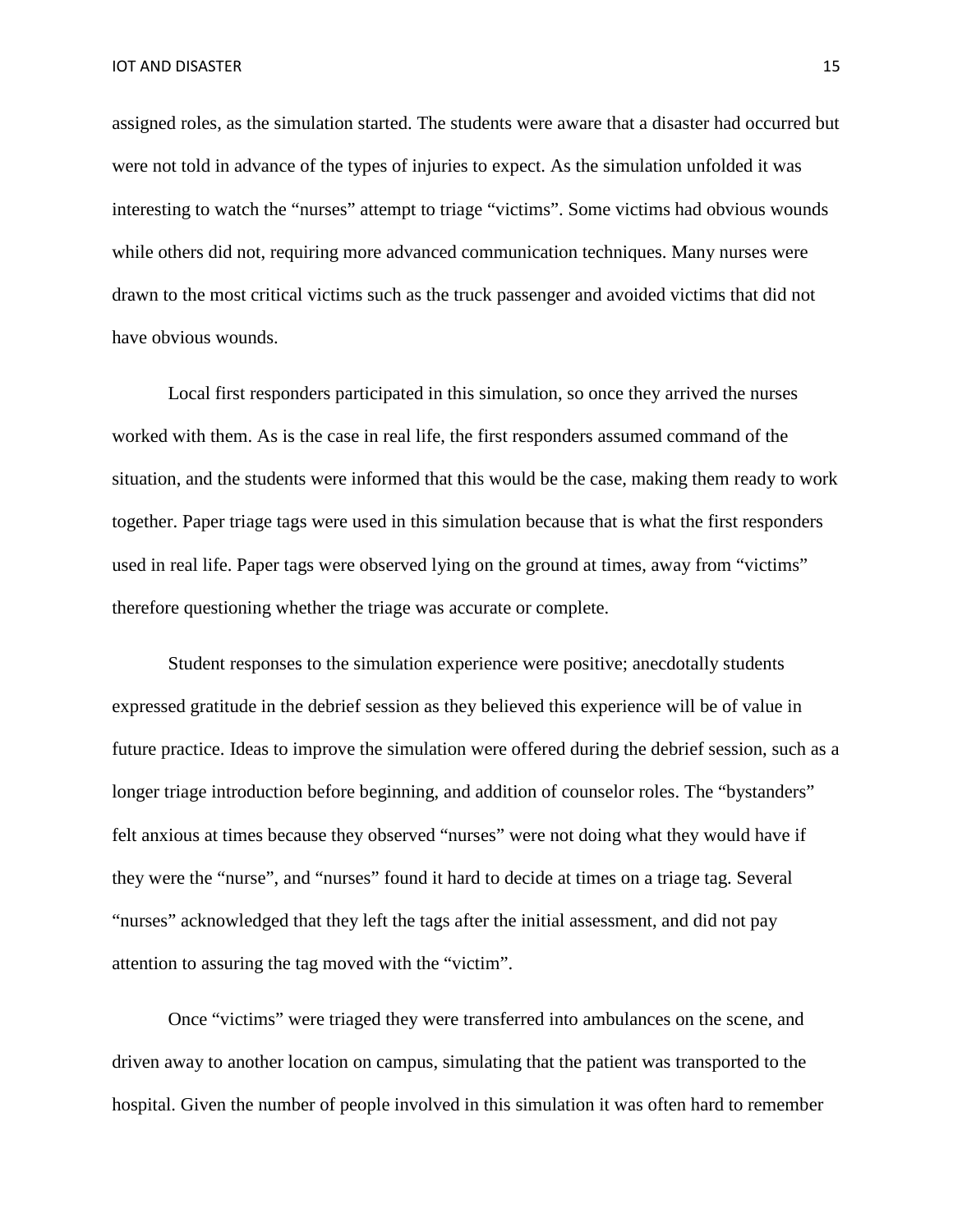assigned roles, as the simulation started. The students were aware that a disaster had occurred but were not told in advance of the types of injuries to expect. As the simulation unfolded it was interesting to watch the "nurses" attempt to triage "victims". Some victims had obvious wounds while others did not, requiring more advanced communication techniques. Many nurses were drawn to the most critical victims such as the truck passenger and avoided victims that did not have obvious wounds.

Local first responders participated in this simulation, so once they arrived the nurses worked with them. As is the case in real life, the first responders assumed command of the situation, and the students were informed that this would be the case, making them ready to work together. Paper triage tags were used in this simulation because that is what the first responders used in real life. Paper tags were observed lying on the ground at times, away from "victims" therefore questioning whether the triage was accurate or complete.

Student responses to the simulation experience were positive; anecdotally students expressed gratitude in the debrief session as they believed this experience will be of value in future practice. Ideas to improve the simulation were offered during the debrief session, such as a longer triage introduction before beginning, and addition of counselor roles. The "bystanders" felt anxious at times because they observed "nurses" were not doing what they would have if they were the "nurse", and "nurses" found it hard to decide at times on a triage tag. Several "nurses" acknowledged that they left the tags after the initial assessment, and did not pay attention to assuring the tag moved with the "victim".

Once "victims" were triaged they were transferred into ambulances on the scene, and driven away to another location on campus, simulating that the patient was transported to the hospital. Given the number of people involved in this simulation it was often hard to remember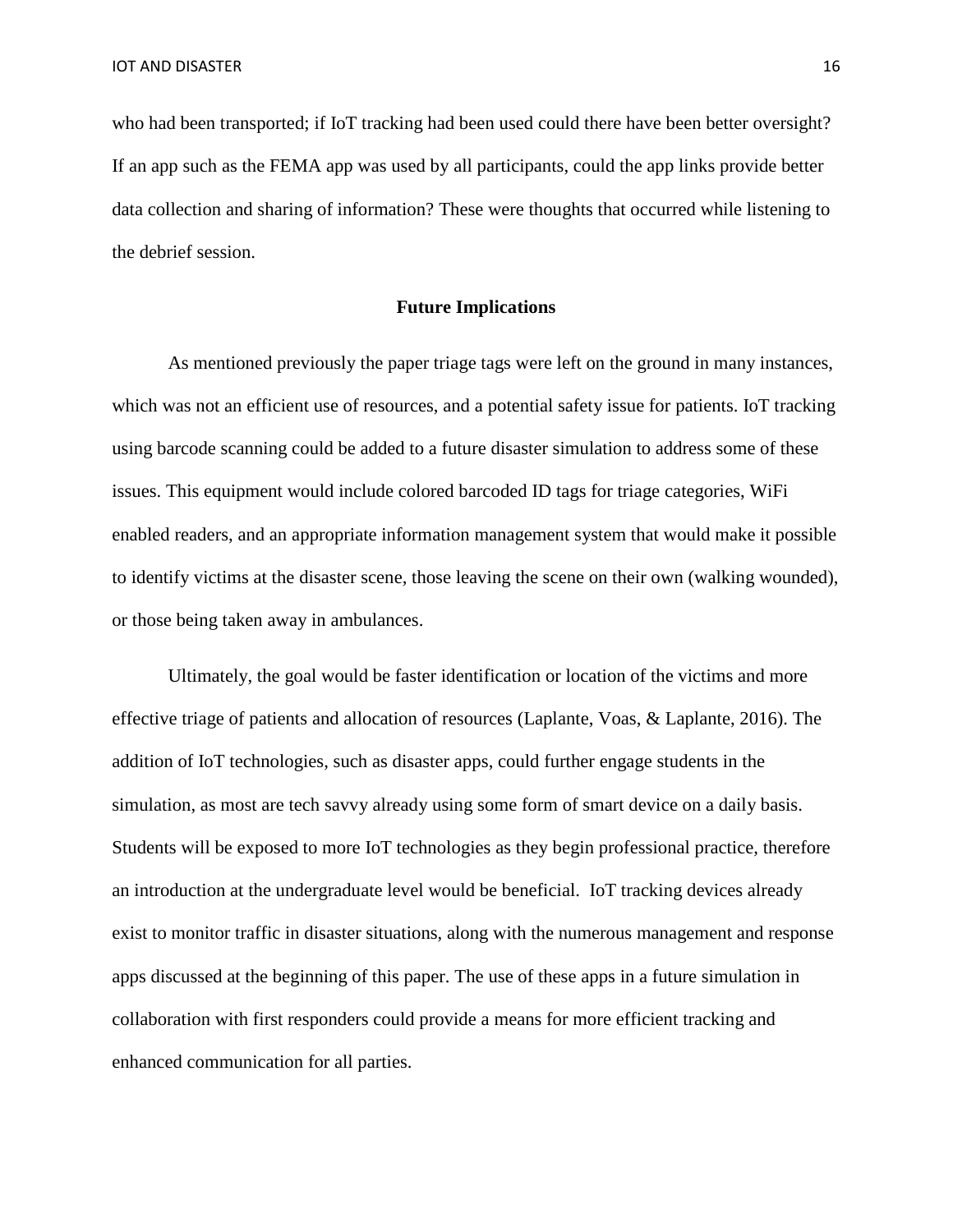who had been transported; if IoT tracking had been used could there have been better oversight? If an app such as the FEMA app was used by all participants, could the app links provide better data collection and sharing of information? These were thoughts that occurred while listening to the debrief session.

## Future Implications

As mentioned previously the paper triage tags were left on the ground in many instances, which was not an efficient use of resources, and a potential safety issue for patients. IoT tracking using barcode scanning could be added to a future disaster simulation to address some of these issues. This equipment would include colored barcoded ID tags for triage categories, WiFi enabled readers, and an appropriate information management system that would make it possible to identify victims at the disaster scene, those leaving the scene on their own (walking wounded), or those being taken away in ambulances.

Ultimately, the goal would be faster identification or location of the victims and more effective triage of patients and allocation of resources (Laplante, Voas, & Laplante, 2016). The addition of IoT technologies, such as disaster apps, could further engage students in the simulation, as most are tech savvy already using some form of smart device on a daily basis. Students will be exposed to more IoT technologies as they begin professional practice, therefore an introduction at the undergraduate level would be beneficial. IoT tracking devices already exist to monitor traffic in disaster situations, along with the numerous management and response apps discussed at the beginning of this paper. The use of these apps in a future simulation in collaboration with first responders could provide a means for more efficient tracking and enhanced communication for all parties.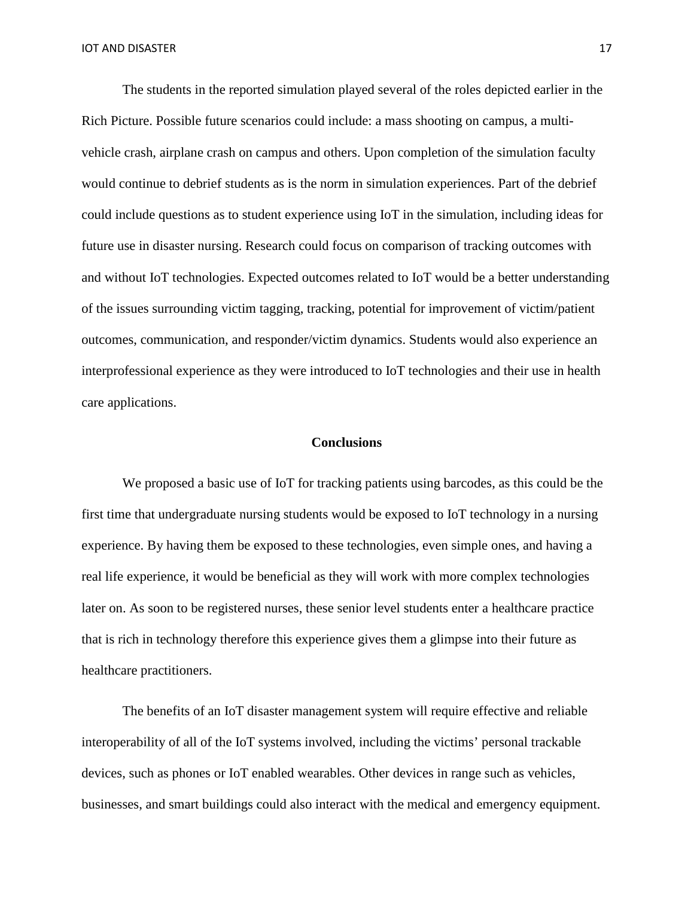The students in the reported simulation played several of the roles depicted earlier in the Rich Picture. Possible future scenarios could include: a mass shooting on campus, a multi-vehicle crash, airplane crash on campus and others. Upon completion of the simulation faculty would continue to debrief students as is the norm in simulation experiences. Part of the debrief could include questions as to student experience using IoT in the simulation, including ideas for future use in disaster nursing. Research could focus on comparison of tracking outcomes with and without IoT technologies. Expected outcomes related to IoT would be a better understanding of the issues surrounding victim tagging, tracking, potential for improvement of victim/patient outcomes, communication, and responder/victim dynamics. Students would also experience an interprofessional experience as they were introduced to IoT technologies and their use in health care applications.

## Conclusions

We proposed a basic use of IoT for tracking patients using barcodes, as this could be the first time that undergraduate nursing students would be exposed to IoT technology in a nursing experience. By having them be exposed to these technologies, even simple ones, and having a real life experience, it would be beneficial as they will work with more complex technologies later on. As soon to be registered nurses, these senior level students enter a healthcare practice that is rich in technology therefore this experience gives them a glimpse into their future as healthcare practitioners.

The benefits of an IoT disaster management system will require effective and reliable interoperability of all of the IoT systems involved, including the victims' personal trackable devices, such as phones or IoT enabled wearables. Other devices in range such as vehicles, businesses, and smart buildings could also interact with the medical and emergency equipment.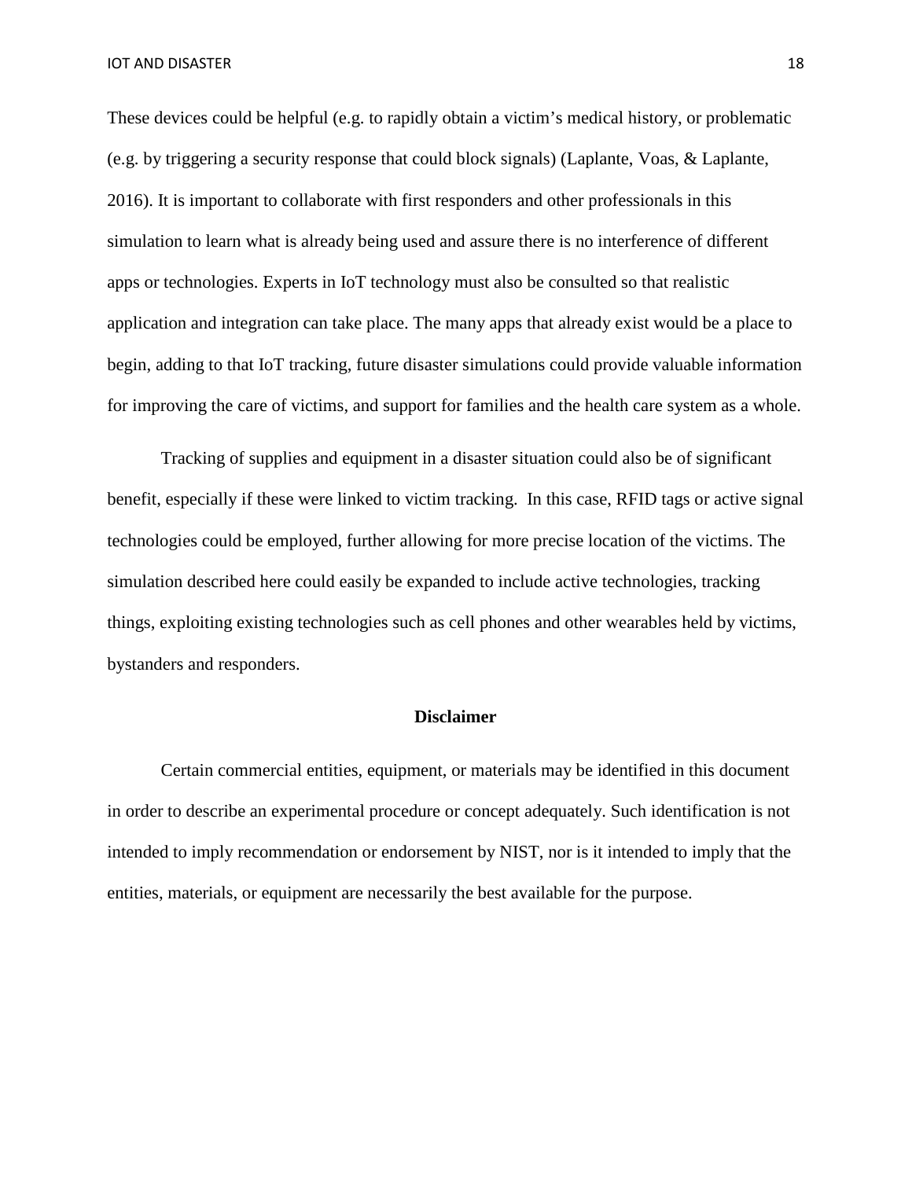These devices could be helpful (e.g. to rapidly obtain a victim's medical history, or problematic (e.g. by triggering a security response that could block signals) (Laplante, Voas, & Laplante, 2016). It is important to collaborate with first responders and other professionals in this simulation to learn what is already being used and assure there is no interference of different apps or technologies. Experts in IoT technology must also be consulted so that realistic application and integration can take place. The many apps that already exist would be a place to begin, adding to that IoT tracking, future disaster simulations could provide valuable information for improving the care of victims, and support for families and the health care system as a whole.

Tracking of supplies and equipment in a disaster situation could also be of significant benefit, especially if these were linked to victim tracking. In this case, RFID tags or active signal technologies could be employed, further allowing for more precise location of the victims. The simulation described here could easily be expanded to include active technologies, tracking things, exploiting existing technologies such as cell phones and other wearables held by victims, bystanders and responders.

## Disclaimer

Certain commercial entities, equipment, or materials may be identified in this document in order to describe an experimental procedure or concept adequately. Such identification is not intended to imply recommendation or endorsement by NIST, nor is it intended to imply that the entities, materials, or equipment are necessarily the best available for the purpose.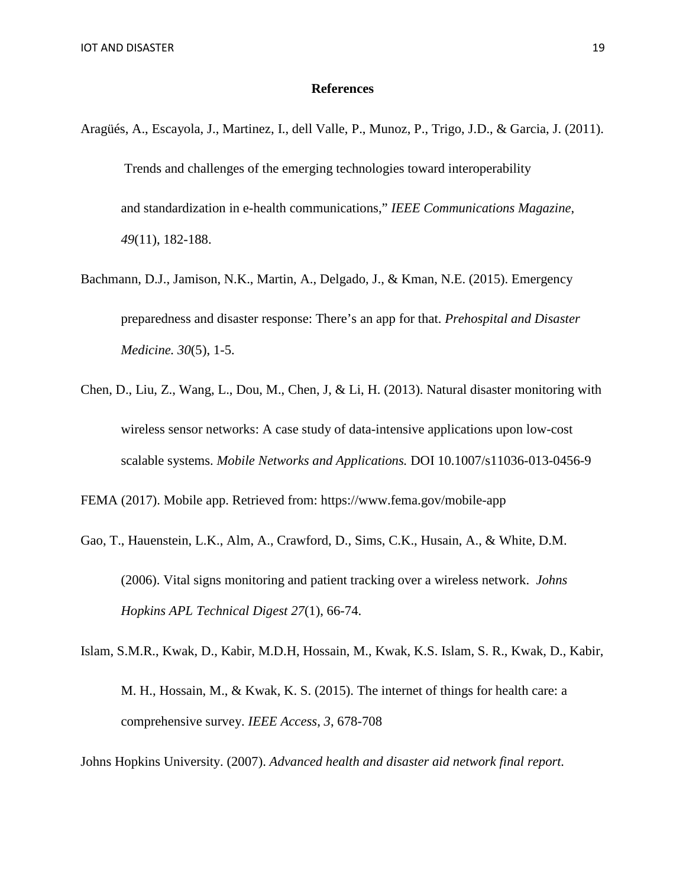**References**

Aragüés, A., Escayola, J., Martinez, I., dell Valle, P., Munoz, P., Trigo, J.D., & Garcia, J. (2011). Trends and challenges of the emerging technologies toward interoperability and standardization in e-health communications," *IEEE Communications Magazine*, *49*(11), 182-188.

Bachmann, D.J., Jamison, N.K., Martin, A., Delgado, J., & Kman, N.E. (2015). Emergency preparedness and disaster response: There's an app for that. *Prehospital and Disaster Medicine. 30*(5), 1-5.

Chen, D., Liu, Z., Wang, L., Dou, M., Chen, J, & Li, H. (2013). Natural disaster monitoring with wireless sensor networks: A case study of data-intensive applications upon low-cost scalable systems. *Mobile Networks and Applications.* DOI 10.1007/s11036-013-0456-9

FEMA (2017). Mobile app. Retrieved from: https://www.fema.gov/mobile-app

Gao, T., Hauenstein, L.K., Alm, A., Crawford, D., Sims, C.K., Husain, A., & White, D.M. (2006). Vital signs monitoring and patient tracking over a wireless network. *Johns Hopkins APL Technical Digest 27*(1), 66-74.

Islam, S.M.R., Kwak, D., Kabir, M.D.H, Hossain, M., Kwak, K.S. Islam, S. R., Kwak, D., Kabir, M. H., Hossain, M., & Kwak, K. S. (2015). The internet of things for health care: a comprehensive survey. *IEEE Access*, *3*, 678-708

Johns Hopkins University. (2007). *Advanced health and disaster aid network final report.*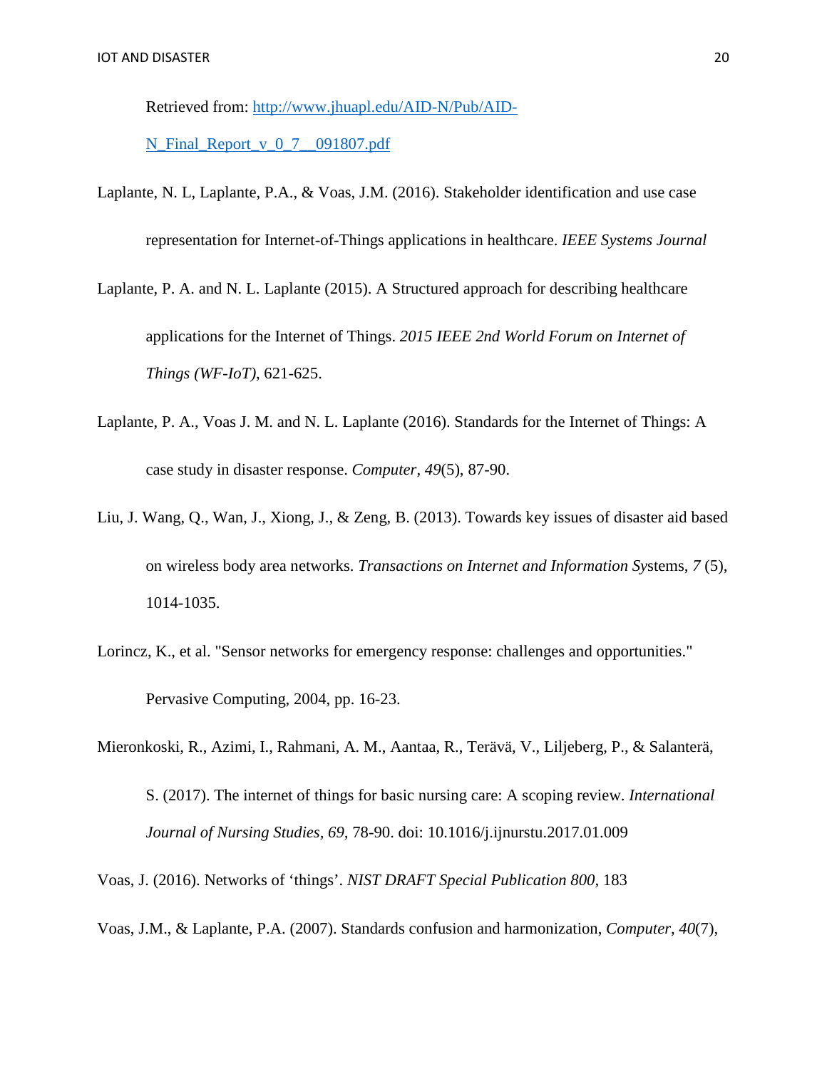Retrieved from: http://www.jhuapl.edu/AID-N/Pub/AID-N_Final_Report_v_0_7__091807.pdf

Laplante, N. L, Laplante, P.A., & Voas, J.M. (2016). Stakeholder identification and use case representation for Internet-of-Things applications in healthcare. *IEEE Systems Journal*

Laplante, P. A. and N. L. Laplante (2015). A Structured approach for describing healthcare applications for the Internet of Things. *2015 IEEE 2nd World Forum on Internet of Things (WF-IoT)*, 621-625.

Laplante, P. A., Voas J. M. and N. L. Laplante (2016). Standards for the Internet of Things: A case study in disaster response. *Computer, 49*(5), 87-90.

Liu, J. Wang, Q., Wan, J., Xiong, J., & Zeng, B. (2013). Towards key issues of disaster aid based on wireless body area networks. *Transactions on Internet and Information Sy*stems, *7* (5), 1014-1035.

Lorincz, K., et al. "Sensor networks for emergency response: challenges and opportunities." Pervasive Computing, 2004, pp. 16-23.

Mieronkoski, R., Azimi, I., Rahmani, A. M., Aantaa, R., Terävä, V., Liljeberg, P., & Salanterä, S. (2017). The internet of things for basic nursing care: A scoping review. *International Journal of Nursing Studies*, *69*, 78-90. doi: 10.1016/j.ijnurstu.2017.01.009

Voas, J. (2016). Networks of 'things'. *NIST DRAFT Special Publication 800*, 183

Voas, J.M., & Laplante, P.A. (2007). Standards confusion and harmonization, *Computer*, *40*(7),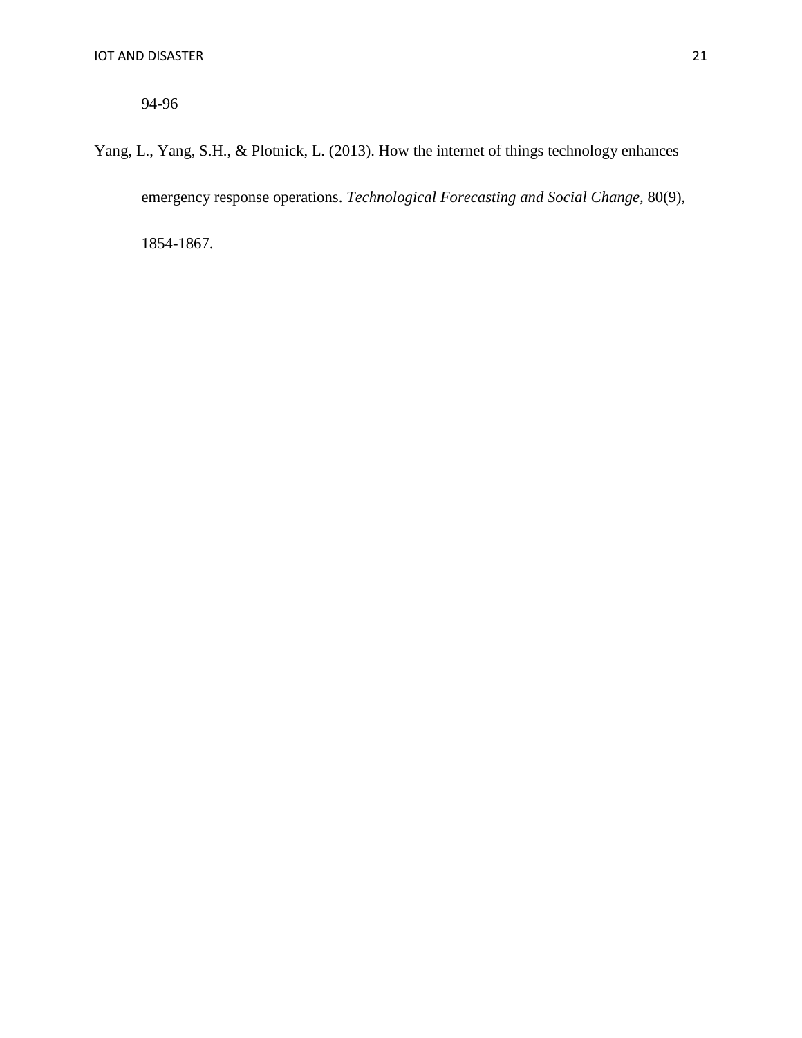94-96

Yang, L., Yang, S.H., & Plotnick, L. (2013). How the internet of things technology enhances emergency response operations. *Technological Forecasting and Social Change*, 80(9), 1854-1867.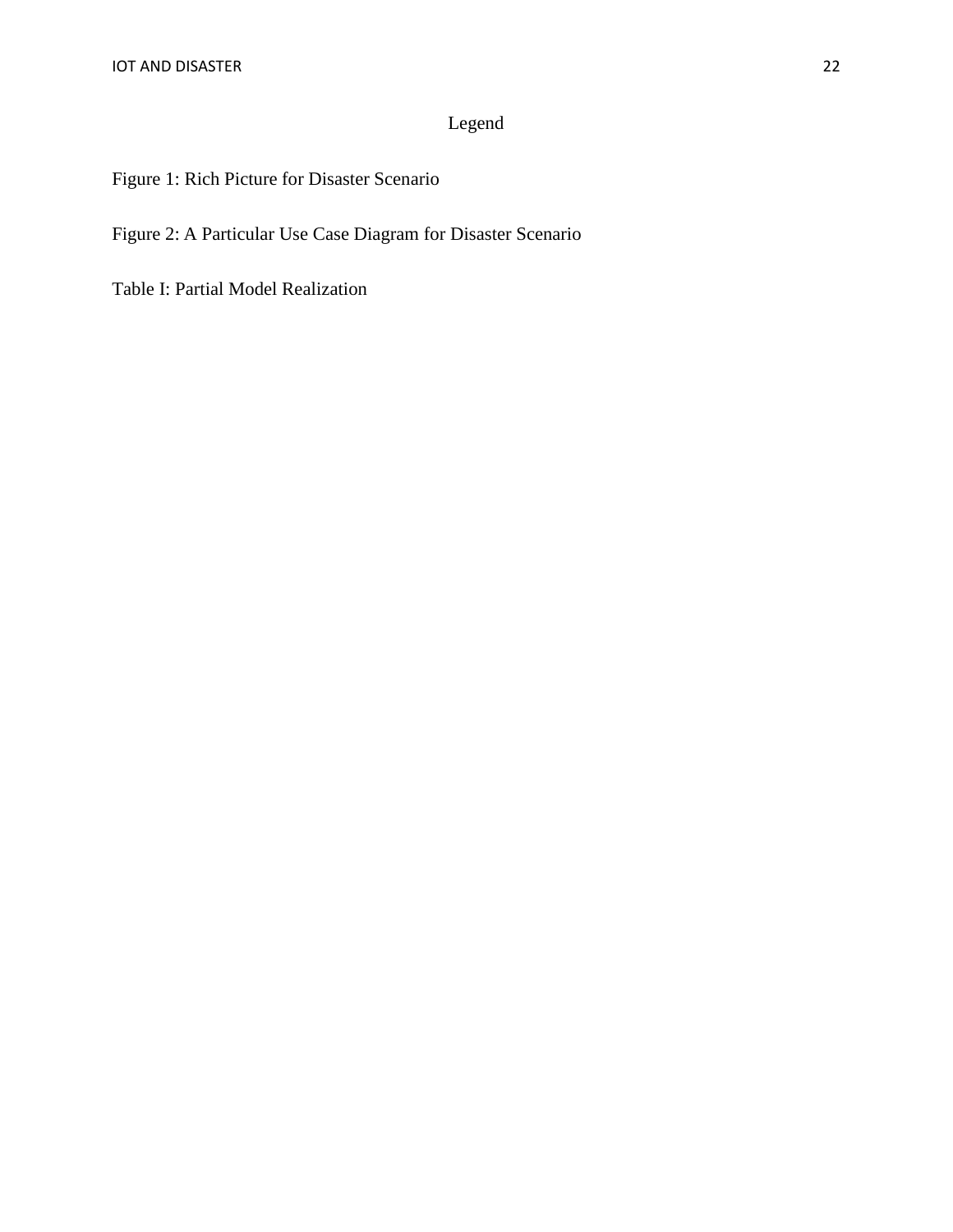# Legend

Figure 1: Rich Picture for Disaster Scenario

Figure 2: A Particular Use Case Diagram for Disaster Scenario

Table I: Partial Model Realization